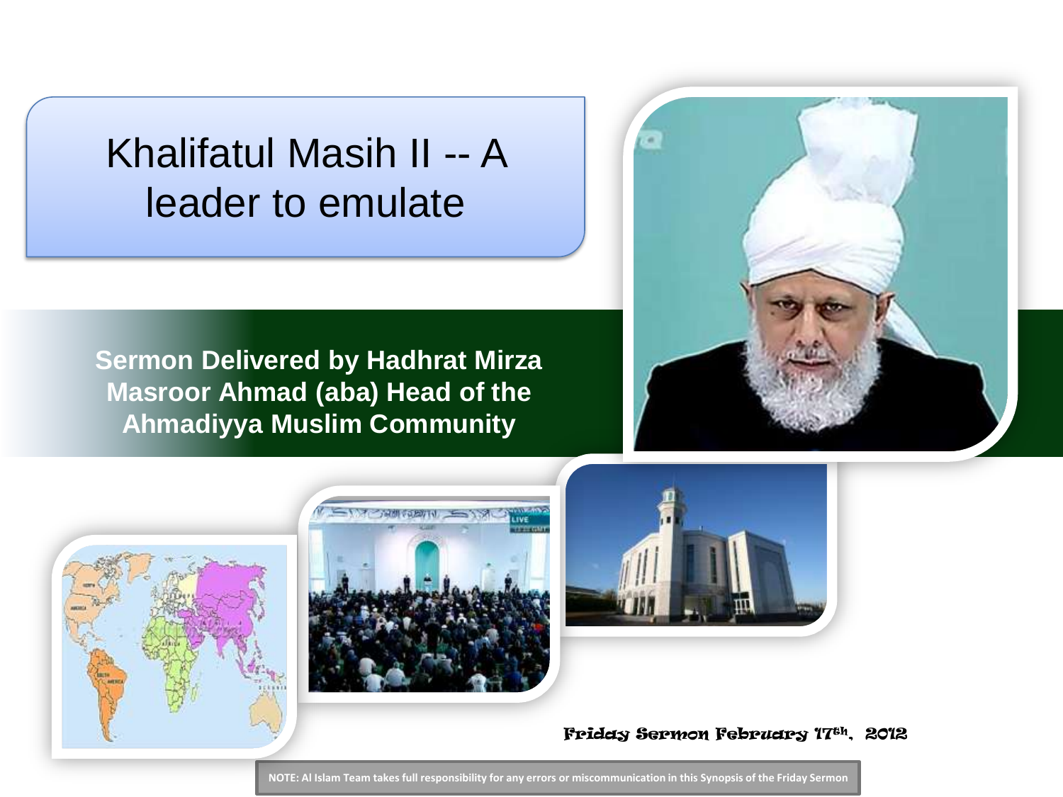# Khalifatul Masih II -- A leader to emulate

**Sermon Delivered by Hadhrat Mirza Masroor Ahmad (aba) Head of the Ahmadiyya Muslim Community**

Friday Sermon February 17th, 2012

**NOTE: Al Islam Team takes full responsibility for any errors or miscommunication in this Synopsis of the Friday Sermon**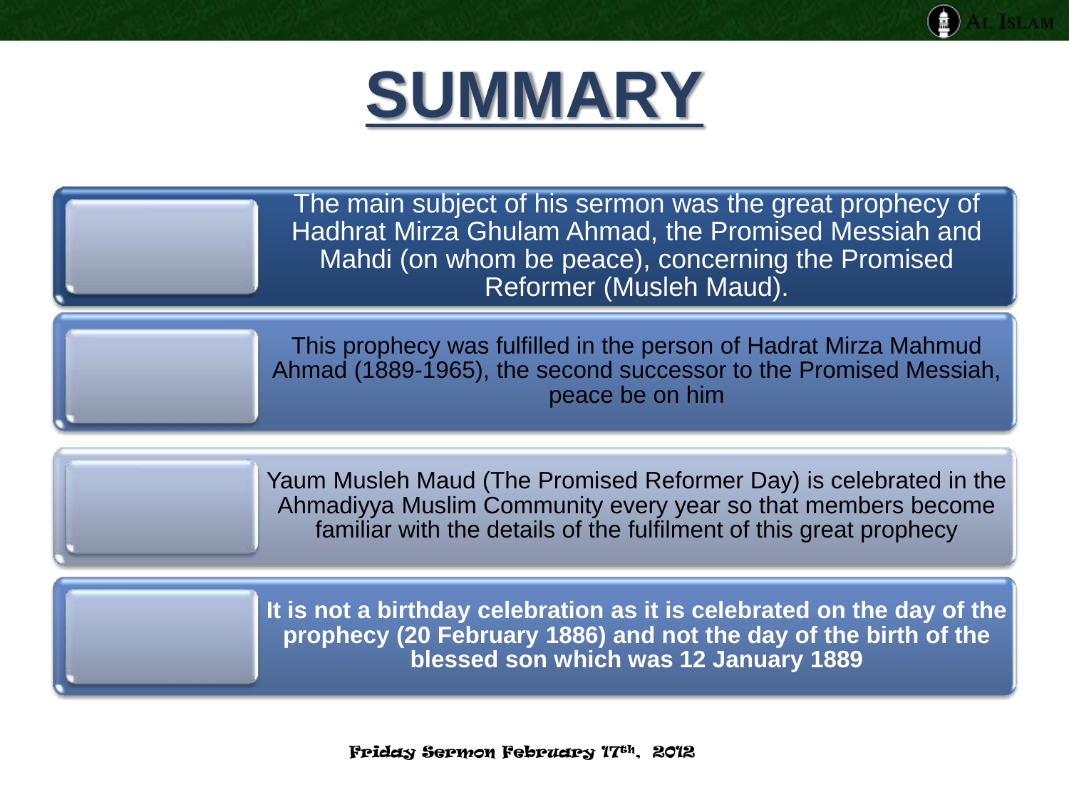# SUMMARY

The main subject of his sermon was the great prophecy of Hadhrat Mirza Ghulam Ahmad, the Promised Messiah and Mahdi (on whom be peace), concerning the Promised Reformer (Musleh Maud).

This prophecy was fulfilled in the person of Hadrat Mirza Mahmud Ahmad (1889-1965), the second successor to the Promised Messiah, peace be on him

Yaum Musleh Maud (The Promised Reformer Day) is celebrated in the Ahmadiyya Muslim Community every year so that members become familiar with the details of the fulfilment of this great prophecy

**It is not a birthday celebration as it is celebrated on the day of the prophecy (20 February 1886) and not the day of the birth of the blessed son which was 12 January 1889**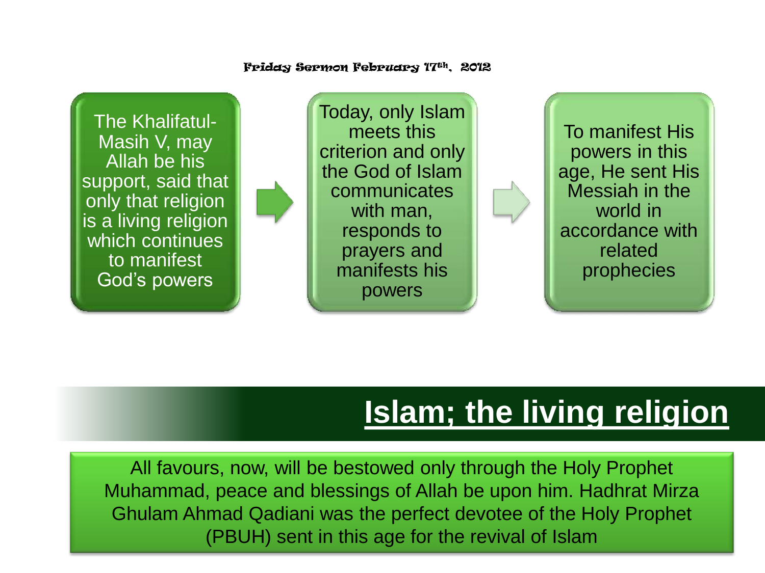Friday Sermon February 17th, 2012

The Khalifatul-Masih V, may Allah be his support, said that only that religion is a living religion which continues to manifest God's powers

→

Today, only Islam meets this criterion and only the God of Islam communicates with man, responds to prayers and manifests his powers

→

To manifest His powers in this age, He sent His Messiah in the world in accordance with related prophecies

# Islam; the living religion

All favours, now, will be bestowed only through the Holy Prophet Muhammad, peace and blessings of Allah be upon him. Hadhrat Mirza Ghulam Ahmad Qadiani was the perfect devotee of the Holy Prophet (PBUH) sent in this age for the revival of Islam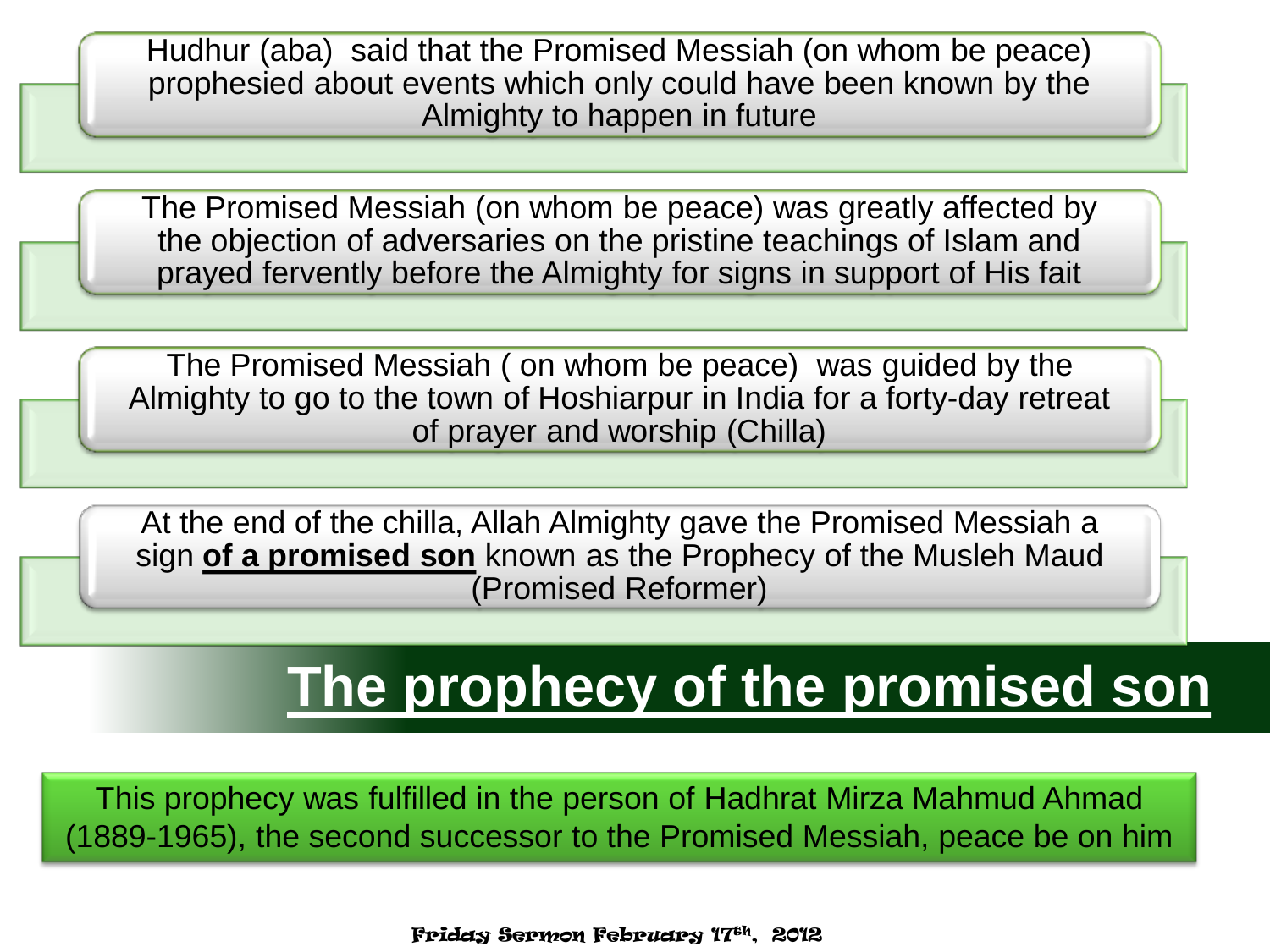Hudhur (aba) said that the Promised Messiah (on whom be peace) prophesied about events which only could have been known by the Almighty to happen in future

The Promised Messiah (on whom be peace) was greatly affected by the objection of adversaries on the pristine teachings of Islam and prayed fervently before the Almighty for signs in support of His fait

The Promised Messiah ( on whom be peace) was guided by the Almighty to go to the town of Hoshiarpur in India for a forty-day retreat of prayer and worship (Chilla)

At the end of the chilla, Allah Almighty gave the Promised Messiah a sign **of a promised son** known as the Prophecy of the Musleh Maud (Promised Reformer)

# The prophecy of the promised son

This prophecy was fulfilled in the person of Hadhrat Mirza Mahmud Ahmad (1889-1965), the second successor to the Promised Messiah, peace be on him

Friday Sermon February 17th, 2012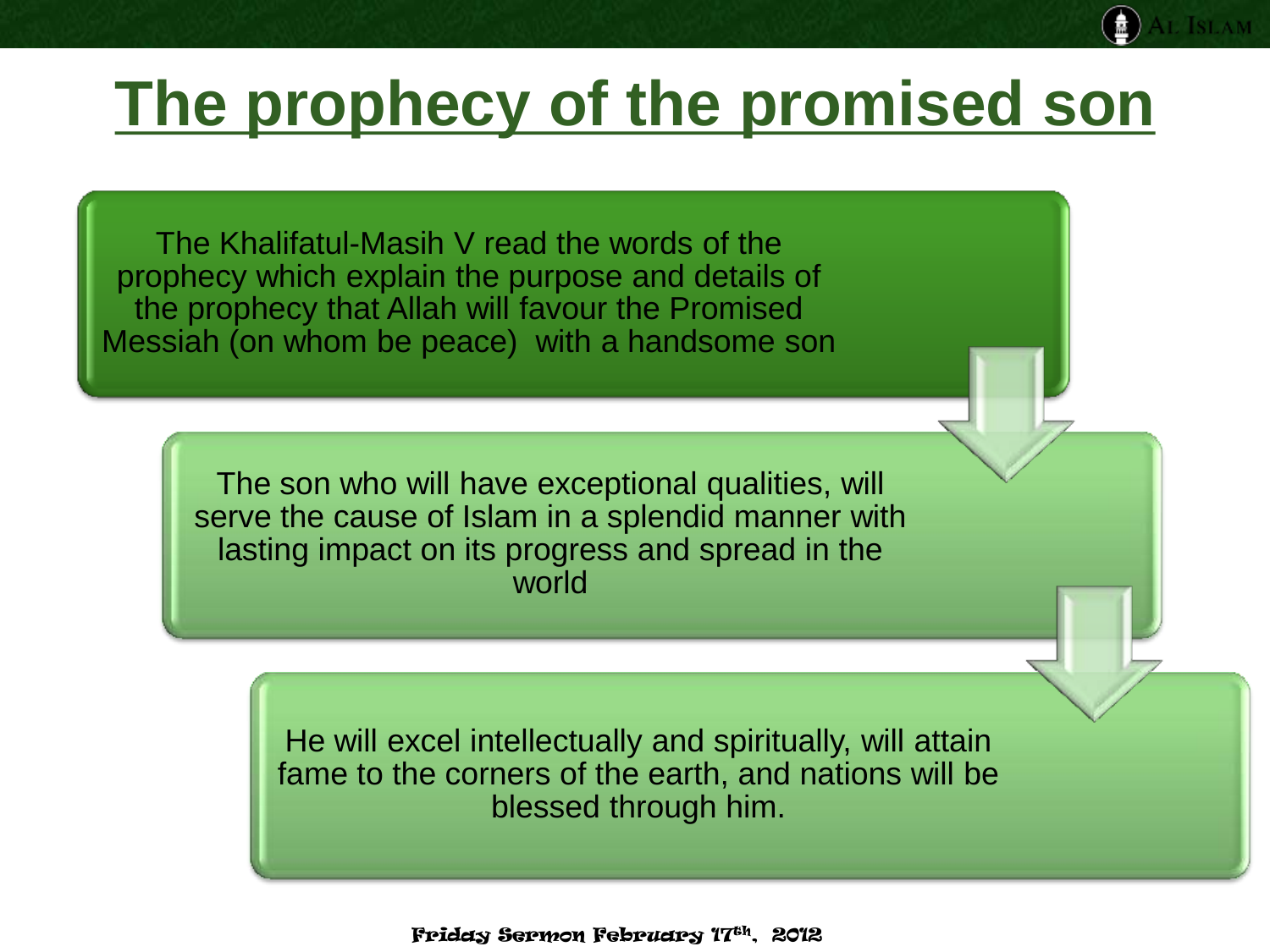# The prophecy of the promised son

The Khalifatul-Masih V read the words of the prophecy which explain the purpose and details of the prophecy that Allah will favour the Promised Messiah (on whom be peace) with a handsome son

The son who will have exceptional qualities, will serve the cause of Islam in a splendid manner with lasting impact on its progress and spread in the world

He will excel intellectually and spiritually, will attain fame to the corners of the earth, and nations will be blessed through him.

Friday Sermon February 17th, 2012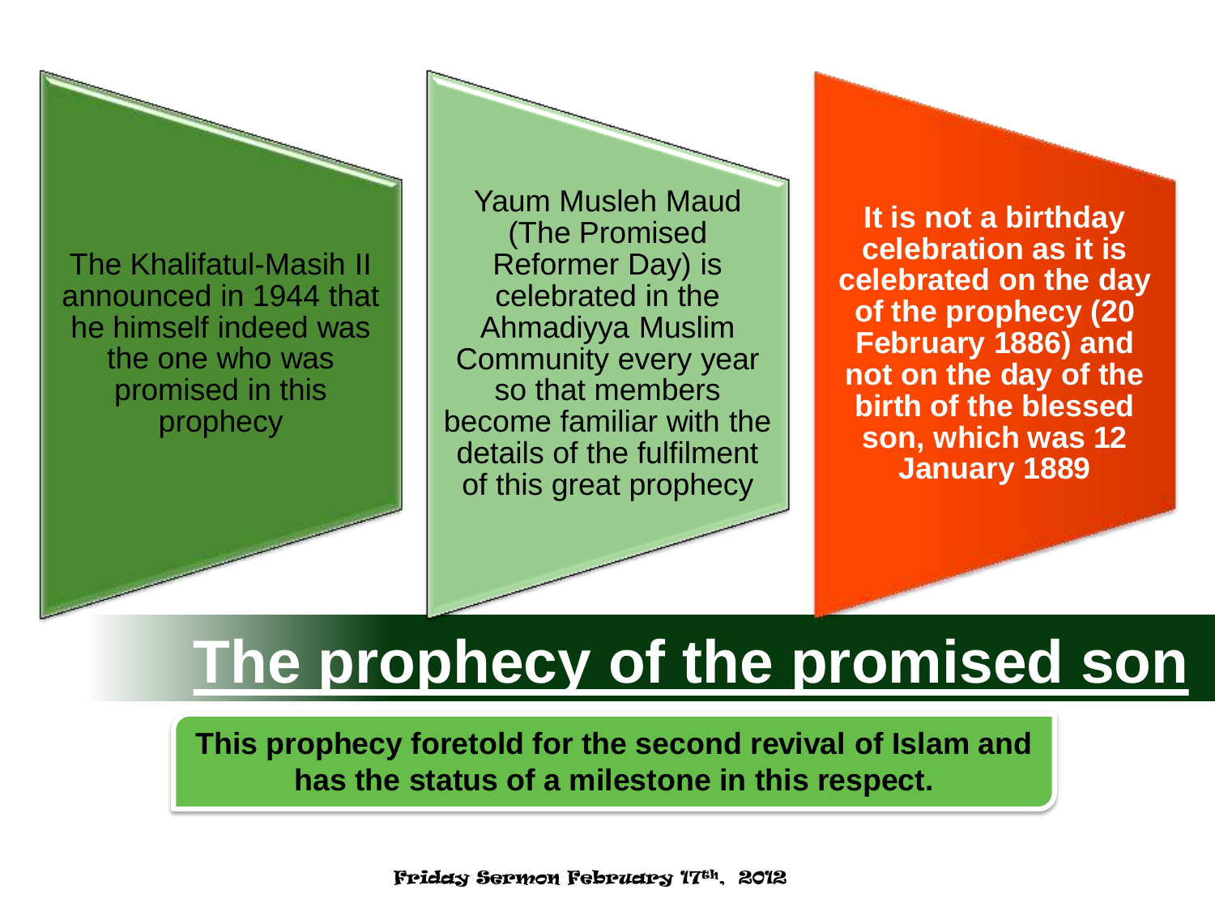The Khalifatul-Masih II announced in 1944 that he himself indeed was the one who was promised in this prophecy

Yaum Musleh Maud (The Promised Reformer Day) is celebrated in the Ahmadiyya Muslim Community every year so that members become familiar with the details of the fulfilment of this great prophecy

**It is not a birthday celebration as it is celebrated on the day of the prophecy (20 February 1886) and not on the day of the birth of the blessed son, which was 12 January 1889**

# The prophecy of the promised son

**This prophecy foretold for the second revival of Islam and has the status of a milestone in this respect.**

Friday Sermon February 17th, 2012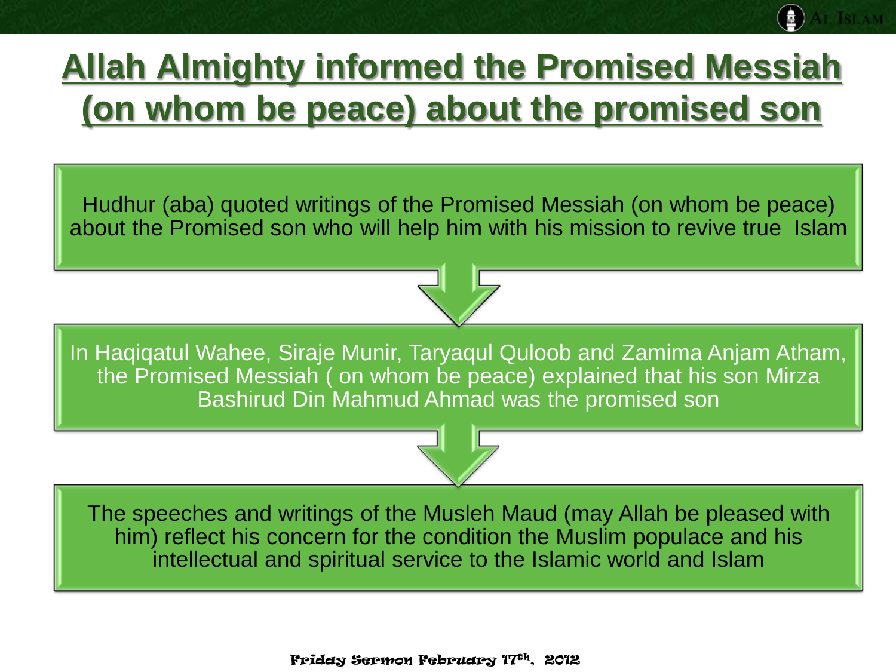# Allah Almighty informed the Promised Messiah (on whom be peace) about the promised son

Hudhur (aba) quoted writings of the Promised Messiah (on whom be peace) about the Promised son who will help him with his mission to revive true Islam

In Haqiqatul Wahee, Siraje Munir, Taryaqul Quloob and Zamima Anjam Atham, the Promised Messiah ( on whom be peace) explained that his son Mirza Bashirud Din Mahmud Ahmad was the promised son

The speeches and writings of the Musleh Maud (may Allah be pleased with him) reflect his concern for the condition the Muslim populace and his intellectual and spiritual service to the Islamic world and Islam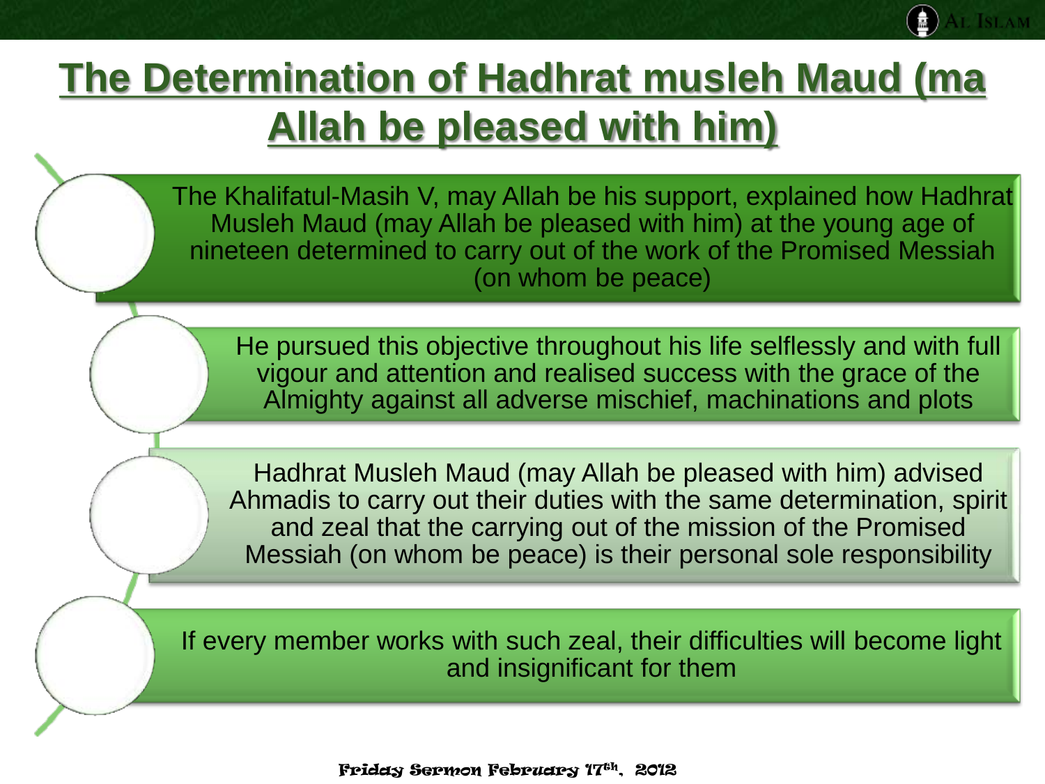# The Determination of Hadhrat musleh Maud (ma Allah be pleased with him)

- The Khalifatul-Masih V, may Allah be his support, explained how Hadhrat Musleh Maud (may Allah be pleased with him) at the young age of nineteen determined to carry out of the work of the Promised Messiah (on whom be peace)
- He pursued this objective throughout his life selflessly and with full vigour and attention and realised success with the grace of the Almighty against all adverse mischief, machinations and plots
- Hadhrat Musleh Maud (may Allah be pleased with him) advised Ahmadis to carry out their duties with the same determination, spirit and zeal that the carrying out of the mission of the Promised Messiah (on whom be peace) is their personal sole responsibility
- If every member works with such zeal, their difficulties will become light and insignificant for them

Friday Sermon February 17th, 2012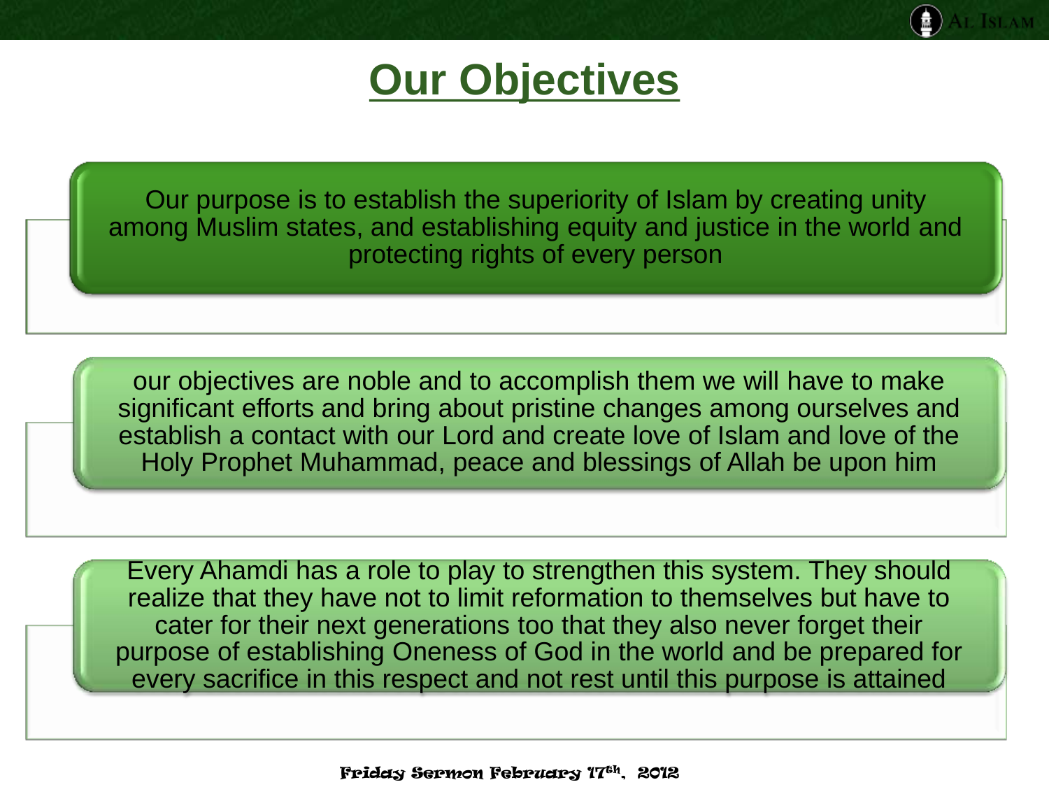# Our Objectives

Our purpose is to establish the superiority of Islam by creating unity among Muslim states, and establishing equity and justice in the world and protecting rights of every person

our objectives are noble and to accomplish them we will have to make significant efforts and bring about pristine changes among ourselves and establish a contact with our Lord and create love of Islam and love of the Holy Prophet Muhammad, peace and blessings of Allah be upon him

Every Ahamdi has a role to play to strengthen this system. They should realize that they have not to limit reformation to themselves but have to cater for their next generations too that they also never forget their purpose of establishing Oneness of God in the world and be prepared for every sacrifice in this respect and not rest until this purpose is attained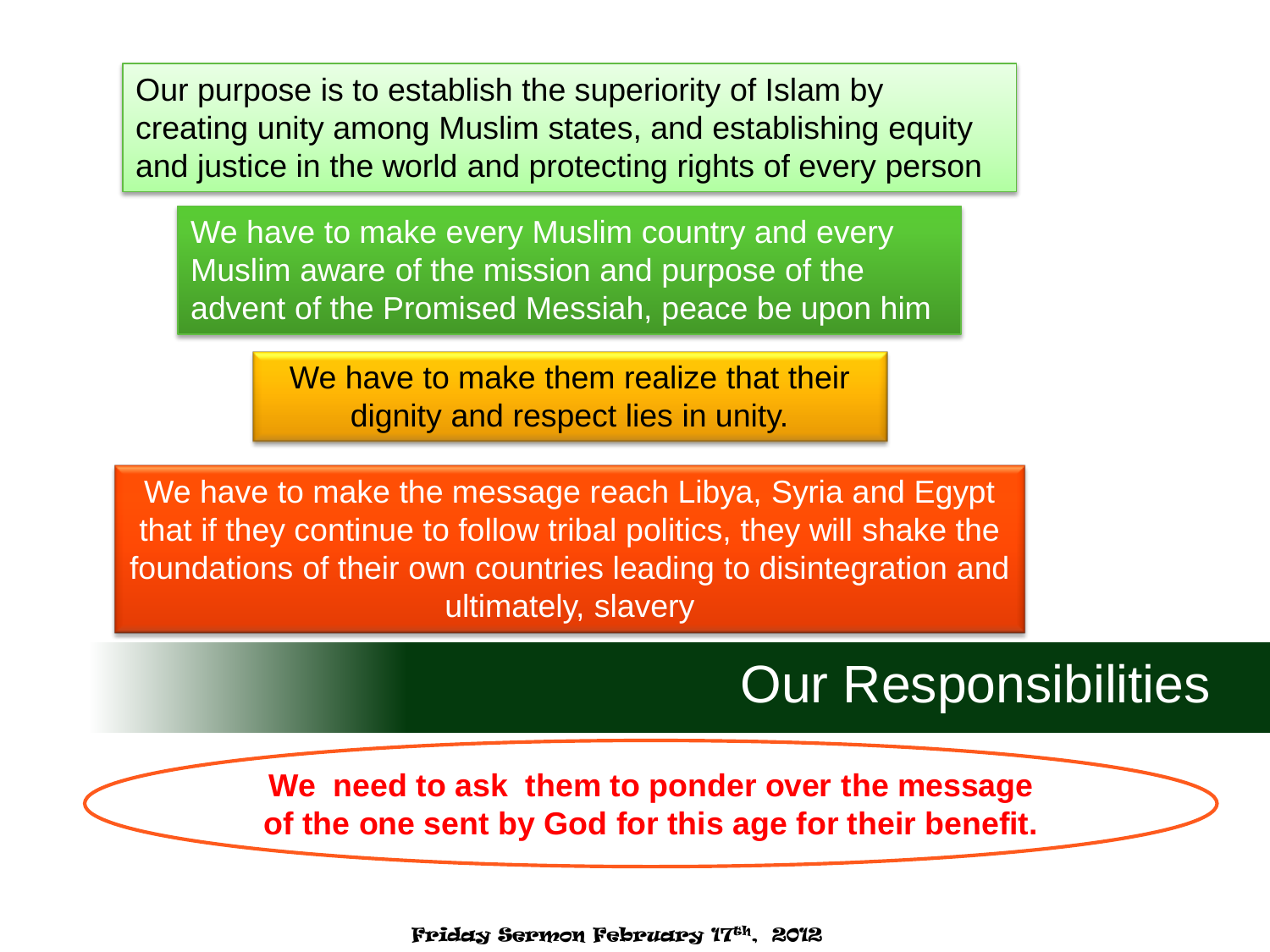Our purpose is to establish the superiority of Islam by creating unity among Muslim states, and establishing equity and justice in the world and protecting rights of every person

We have to make every Muslim country and every Muslim aware of the mission and purpose of the advent of the Promised Messiah, peace be upon him

We have to make them realize that their dignity and respect lies in unity.

We have to make the message reach Libya, Syria and Egypt that if they continue to follow tribal politics, they will shake the foundations of their own countries leading to disintegration and ultimately, slavery

## Our Responsibilities

**We need to ask them to ponder over the message of the one sent by God for this age for their benefit.**

Friday Sermon February 17th, 2012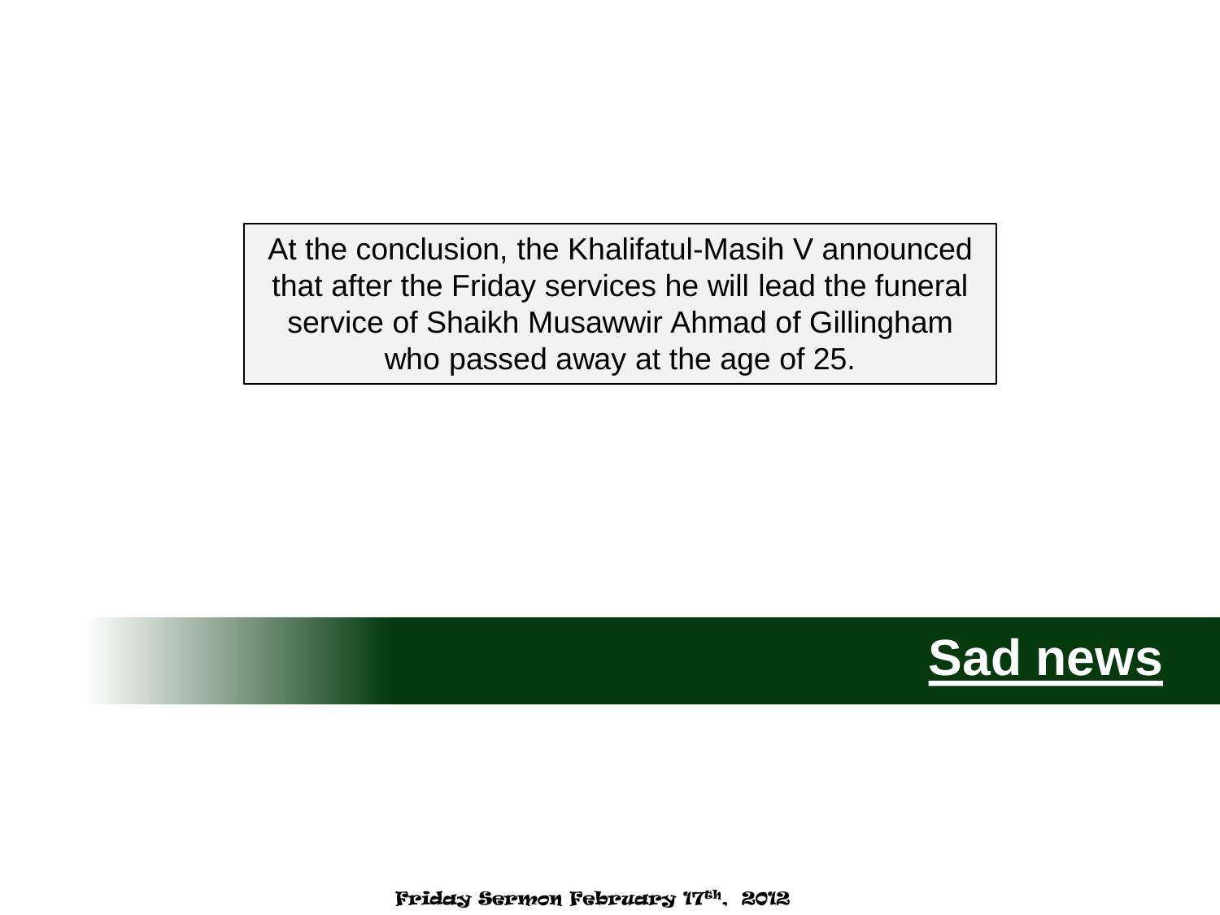## Sad news

At the conclusion, the Khalifatul-Masih V announced that after the Friday services he will lead the funeral service of Shaikh Musawwir Ahmad of Gillingham who passed away at the age of 25.